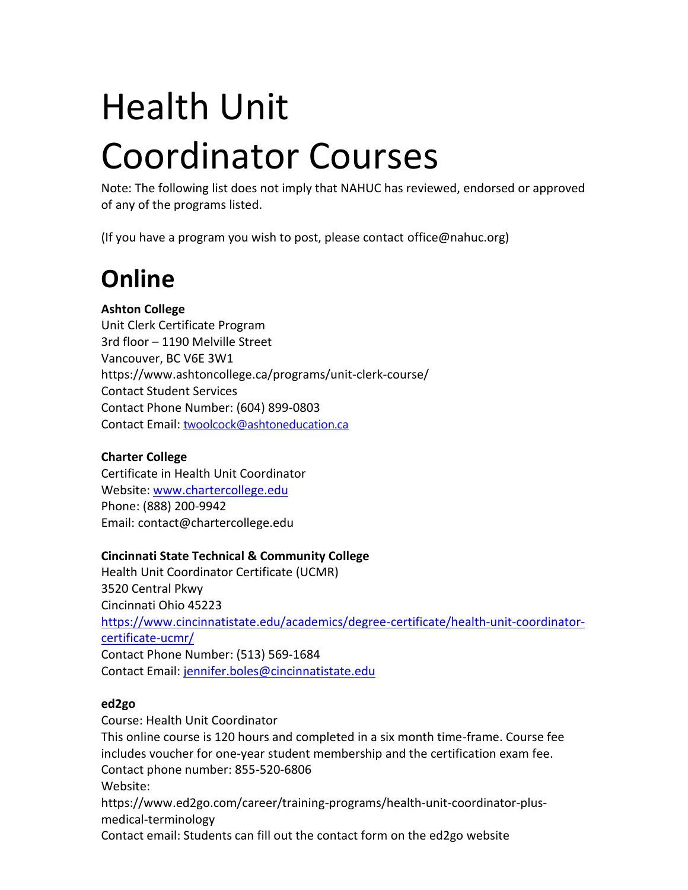# Health Unit Coordinator Courses

Note: The following list does not imply that NAHUC has reviewed, endorsed or approved of any of the programs listed.

(If you have a program you wish to post, please contact office@nahuc.org)

## Online

**Ashton College**
Unit Clerk Certificate Program
3rd floor – 1190 Melville Street
Vancouver, BC V6E 3W1
https://www.ashtoncollege.ca/programs/unit-clerk-course/
Contact Student Services
Contact Phone Number: (604) 899-0803
Contact Email: twoolcock@ashtoneducation.ca

**Charter College**
Certificate in Health Unit Coordinator
Website: www.chartercollege.edu
Phone: (888) 200-9942
Email: contact@chartercollege.edu

**Cincinnati State Technical & Community College**
Health Unit Coordinator Certificate (UCMR)
3520 Central Pkwy
Cincinnati Ohio 45223
https://www.cincinnatistate.edu/academics/degree-certificate/health-unit-coordinator-certificate-ucmr/
Contact Phone Number: (513) 569-1684
Contact Email: jennifer.boles@cincinnatistate.edu

**ed2go**
Course: Health Unit Coordinator
This online course is 120 hours and completed in a six month time-frame. Course fee includes voucher for one-year student membership and the certification exam fee.
Contact phone number: 855-520-6806
Website:
https://www.ed2go.com/career/training-programs/health-unit-coordinator-plus-medical-terminology
Contact email: Students can fill out the contact form on the ed2go website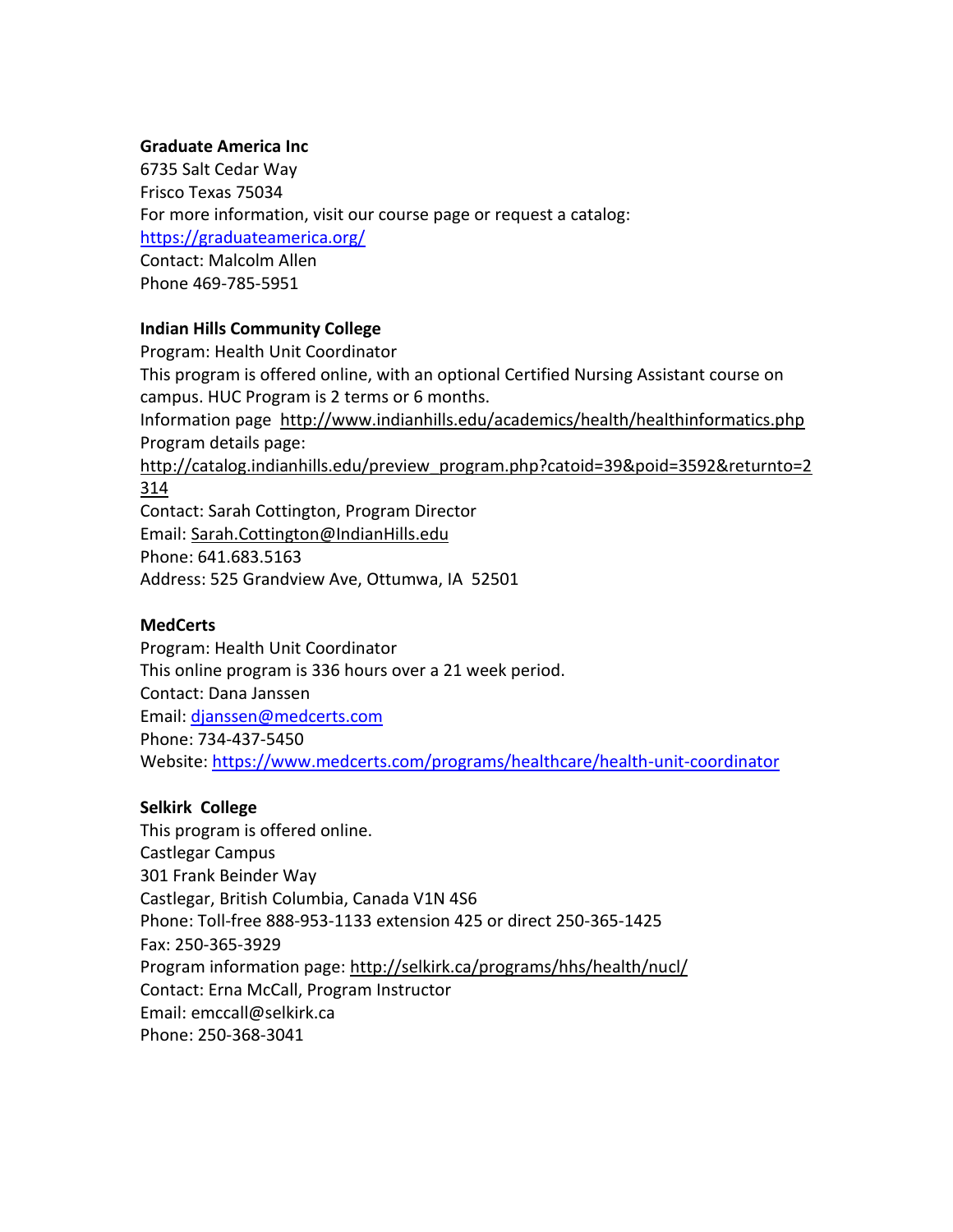**Graduate America Inc**
6735 Salt Cedar Way
Frisco Texas 75034
For more information, visit our course page or request a catalog:
https://graduateamerica.org/
Contact: Malcolm Allen
Phone 469-785-5951

**Indian Hills Community College**
Program: Health Unit Coordinator
This program is offered online, with an optional Certified Nursing Assistant course on campus. HUC Program is 2 terms or 6 months.
Information page http://www.indianhills.edu/academics/health/healthinformatics.php
Program details page:
http://catalog.indianhills.edu/preview_program.php?catoid=39&poid=3592&returnto=2314
Contact: Sarah Cottington, Program Director
Email: Sarah.Cottington@IndianHills.edu
Phone: 641.683.5163
Address: 525 Grandview Ave, Ottumwa, IA 52501

**MedCerts**
Program: Health Unit Coordinator
This online program is 336 hours over a 21 week period.
Contact: Dana Janssen
Email: djanssen@medcerts.com
Phone: 734-437-5450
Website: https://www.medcerts.com/programs/healthcare/health-unit-coordinator

**Selkirk College**
This program is offered online.
Castlegar Campus
301 Frank Beinder Way
Castlegar, British Columbia, Canada V1N 4S6
Phone: Toll-free 888-953-1133 extension 425 or direct 250-365-1425
Fax: 250-365-3929
Program information page: http://selkirk.ca/programs/hhs/health/nucl/
Contact: Erna McCall, Program Instructor
Email: emccall@selkirk.ca
Phone: 250-368-3041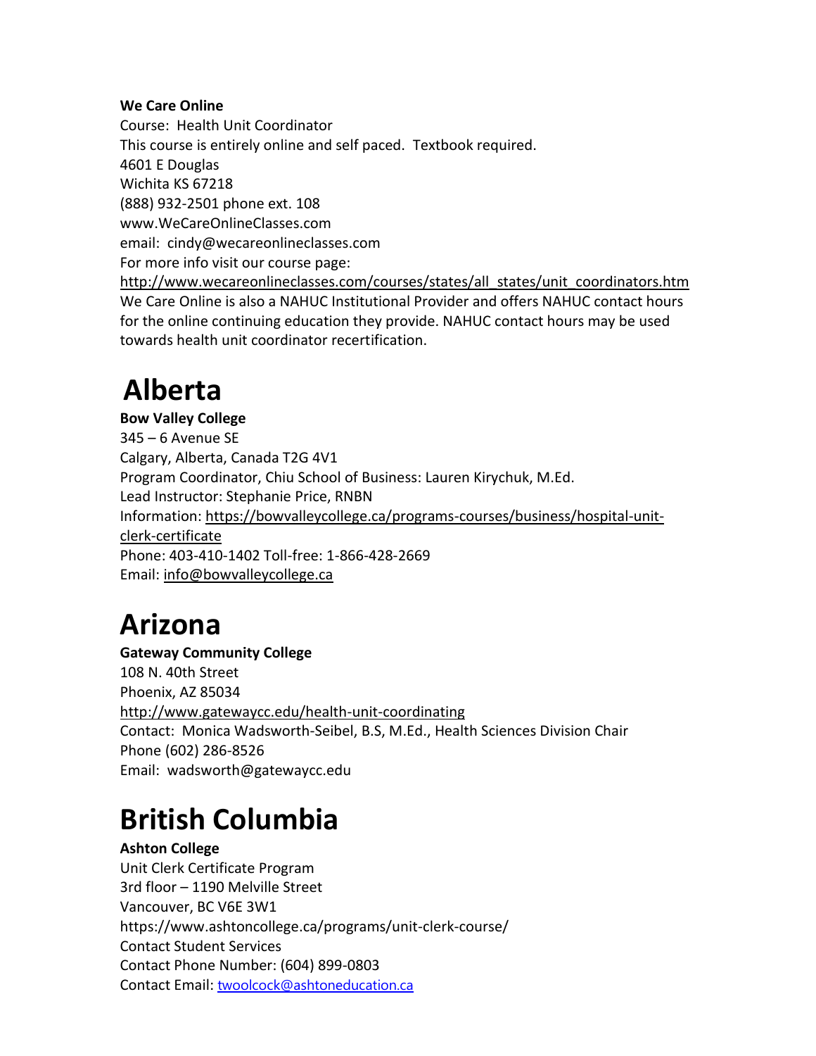**We Care Online**
Course: Health Unit Coordinator
This course is entirely online and self paced. Textbook required.
4601 E Douglas
Wichita KS 67218
(888) 932-2501 phone ext. 108
www.WeCareOnlineClasses.com
email: cindy@wecareonlineclasses.com
For more info visit our course page:
http://www.wecareonlineclasses.com/courses/states/all_states/unit_coordinators.htm
We Care Online is also a NAHUC Institutional Provider and offers NAHUC contact hours for the online continuing education they provide. NAHUC contact hours may be used towards health unit coordinator recertification.

# Alberta

**Bow Valley College**
345 – 6 Avenue SE
Calgary, Alberta, Canada T2G 4V1
Program Coordinator, Chiu School of Business: Lauren Kirychuk, M.Ed.
Lead Instructor: Stephanie Price, RNBN
Information: https://bowvalleycollege.ca/programs-courses/business/hospital-unit-clerk-certificate
Phone: 403-410-1402 Toll-free: 1-866-428-2669
Email: info@bowvalleycollege.ca

# Arizona

**Gateway Community College**
108 N. 40th Street
Phoenix, AZ 85034
http://www.gatewaycc.edu/health-unit-coordinating
Contact: Monica Wadsworth-Seibel, B.S, M.Ed., Health Sciences Division Chair
Phone (602) 286-8526
Email: wadsworth@gatewaycc.edu

# British Columbia

**Ashton College**
Unit Clerk Certificate Program
3rd floor – 1190 Melville Street
Vancouver, BC V6E 3W1
https://www.ashtoncollege.ca/programs/unit-clerk-course/
Contact Student Services
Contact Phone Number: (604) 899-0803
Contact Email: twoolcock@ashtoneducation.ca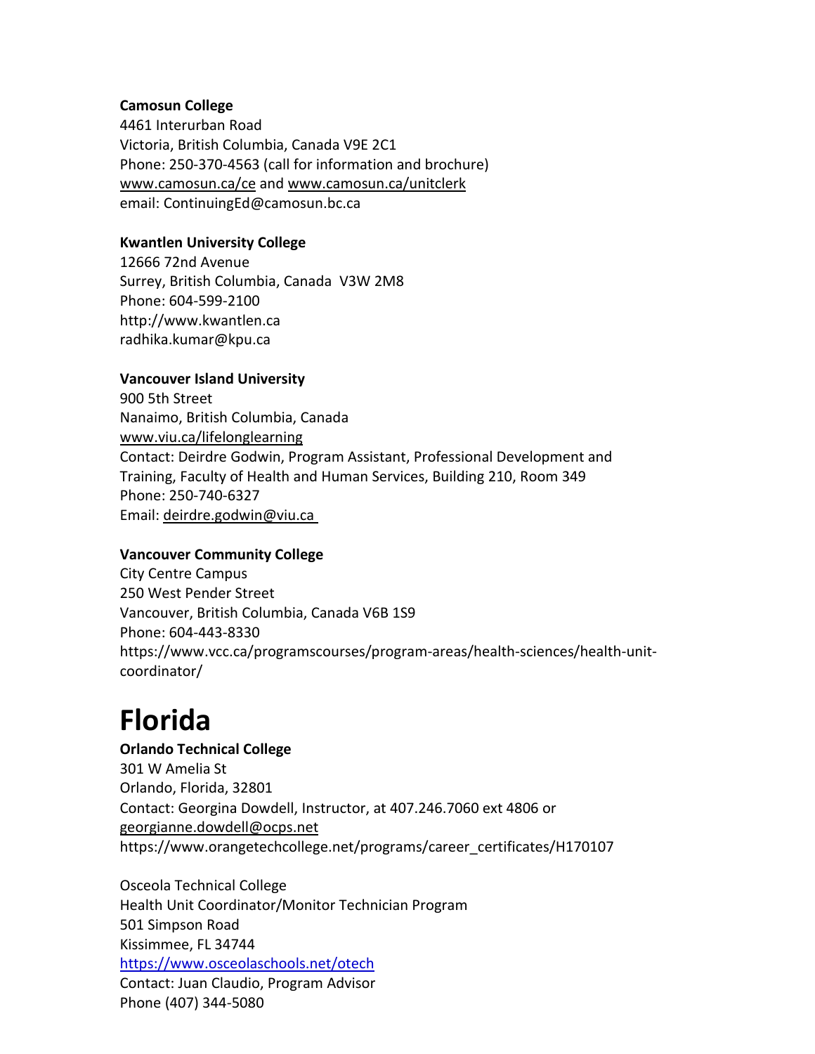**Camosun College**
4461 Interurban Road
Victoria, British Columbia, Canada V9E 2C1
Phone: 250-370-4563 (call for information and brochure)
www.camosun.ca/ce and www.camosun.ca/unitclerk
email: ContinuingEd@camosun.bc.ca

**Kwantlen University College**
12666 72nd Avenue
Surrey, British Columbia, Canada V3W 2M8
Phone: 604-599-2100
http://www.kwantlen.ca
radhika.kumar@kpu.ca

**Vancouver Island University**
900 5th Street
Nanaimo, British Columbia, Canada
www.viu.ca/lifelonglearning
Contact: Deirdre Godwin, Program Assistant, Professional Development and Training, Faculty of Health and Human Services, Building 210, Room 349
Phone: 250-740-6327
Email: deirdre.godwin@viu.ca

**Vancouver Community College**
City Centre Campus
250 West Pender Street
Vancouver, British Columbia, Canada V6B 1S9
Phone: 604-443-8330
https://www.vcc.ca/programscourses/program-areas/health-sciences/health-unit-coordinator/

# Florida

**Orlando Technical College**
301 W Amelia St
Orlando, Florida, 32801
Contact: Georgina Dowdell, Instructor, at 407.246.7060 ext 4806 or georgianne.dowdell@ocps.net
https://www.orangetechcollege.net/programs/career_certificates/H170107

Osceola Technical College
Health Unit Coordinator/Monitor Technician Program
501 Simpson Road
Kissimmee, FL 34744
https://www.osceolaschools.net/otech
Contact: Juan Claudio, Program Advisor
Phone (407) 344-5080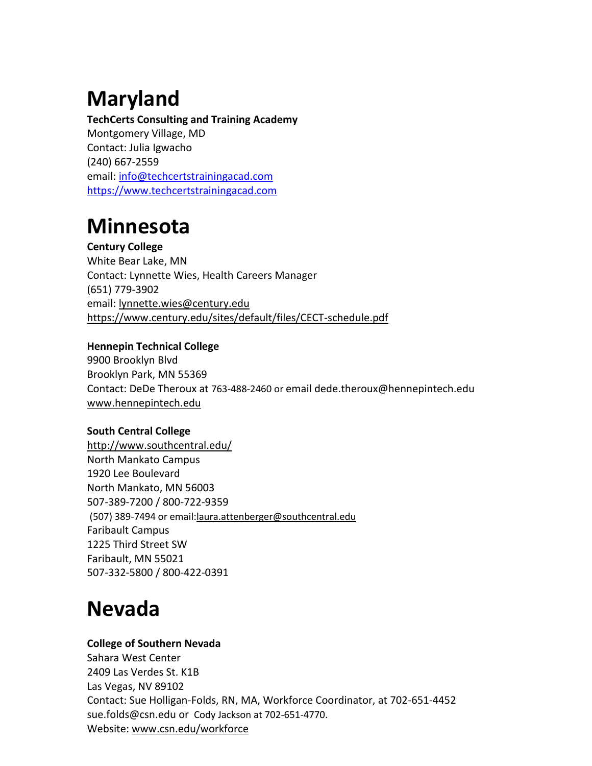# Maryland

**TechCerts Consulting and Training Academy**
Montgomery Village, MD
Contact: Julia Igwacho
(240) 667-2559
email: info@techcertstrainingacad.com
https://www.techcertstrainingacad.com

# Minnesota

**Century College**
White Bear Lake, MN
Contact: Lynnette Wies, Health Careers Manager
(651) 779-3902
email: lynnette.wies@century.edu
https://www.century.edu/sites/default/files/CECT-schedule.pdf

**Hennepin Technical College**
9900 Brooklyn Blvd
Brooklyn Park, MN 55369
Contact: DeDe Theroux at 763-488-2460 or email dede.theroux@hennepintech.edu
www.hennepintech.edu

**South Central College**
http://www.southcentral.edu/
North Mankato Campus
1920 Lee Boulevard
North Mankato, MN 56003
507-389-7200 / 800-722-9359
(507) 389-7494 or email:laura.attenberger@southcentral.edu
Faribault Campus
1225 Third Street SW
Faribault, MN 55021
507-332-5800 / 800-422-0391

# Nevada

**College of Southern Nevada**
Sahara West Center
2409 Las Verdes St. K1B
Las Vegas, NV 89102
Contact: Sue Holligan-Folds, RN, MA, Workforce Coordinator, at 702-651-4452
sue.folds@csn.edu or Cody Jackson at 702-651-4770.
Website: www.csn.edu/workforce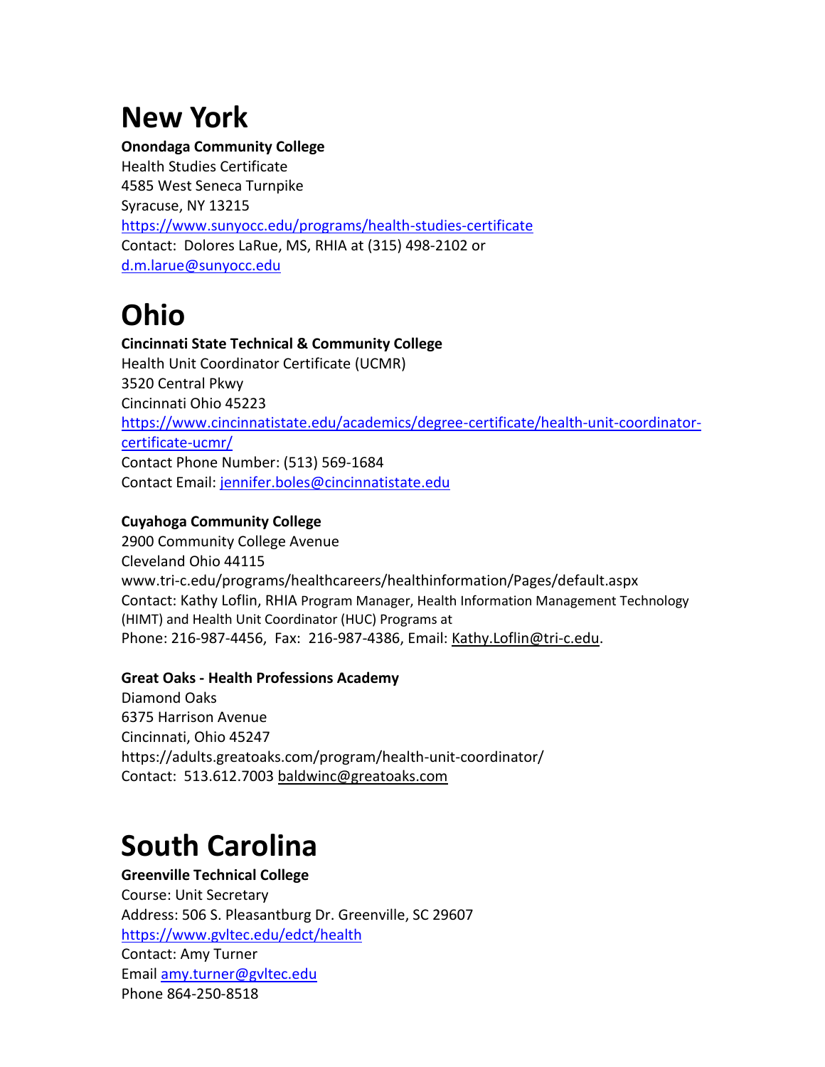# New York

**Onondaga Community College**
Health Studies Certificate
4585 West Seneca Turnpike
Syracuse, NY 13215
https://www.sunyocc.edu/programs/health-studies-certificate
Contact: Dolores LaRue, MS, RHIA at (315) 498-2102 or
d.m.larue@sunyocc.edu

# Ohio

**Cincinnati State Technical & Community College**
Health Unit Coordinator Certificate (UCMR)
3520 Central Pkwy
Cincinnati Ohio 45223
https://www.cincinnatistate.edu/academics/degree-certificate/health-unit-coordinator-certificate-ucmr/
Contact Phone Number: (513) 569-1684
Contact Email: jennifer.boles@cincinnatistate.edu

**Cuyahoga Community College**
2900 Community College Avenue
Cleveland Ohio 44115
www.tri-c.edu/programs/healthcareers/healthinformation/Pages/default.aspx
Contact: Kathy Loflin, RHIA Program Manager, Health Information Management Technology (HIMT) and Health Unit Coordinator (HUC) Programs at
Phone: 216-987-4456, Fax: 216-987-4386, Email: Kathy.Loflin@tri-c.edu.

**Great Oaks - Health Professions Academy**
Diamond Oaks
6375 Harrison Avenue
Cincinnati, Ohio 45247
https://adults.greatoaks.com/program/health-unit-coordinator/
Contact: 513.612.7003 baldwinc@greatoaks.com

# South Carolina

**Greenville Technical College**
Course: Unit Secretary
Address: 506 S. Pleasantburg Dr. Greenville, SC 29607
https://www.gvltec.edu/edct/health
Contact: Amy Turner
Email amy.turner@gvltec.edu
Phone 864-250-8518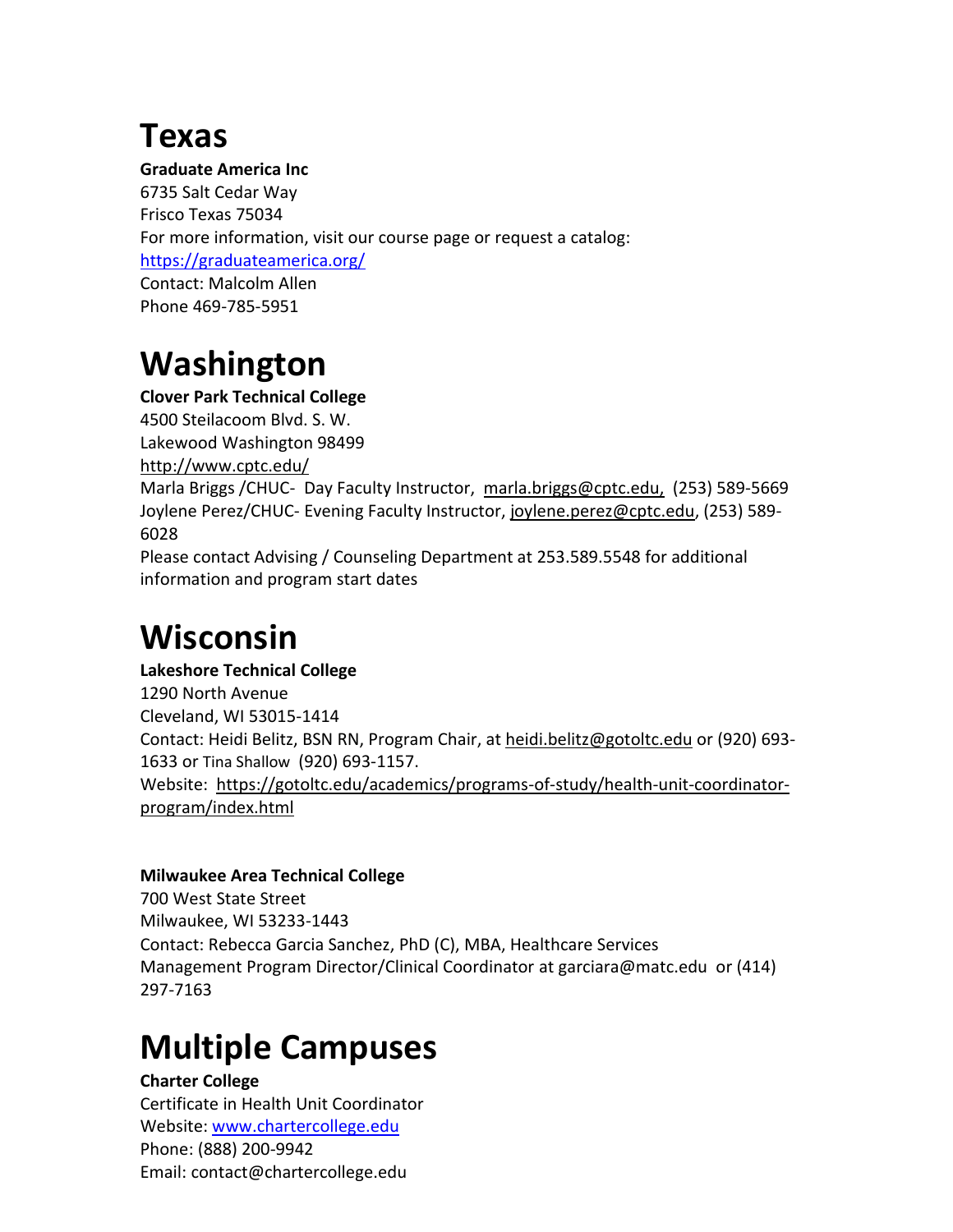# Texas

**Graduate America Inc**
6735 Salt Cedar Way
Frisco Texas 75034
For more information, visit our course page or request a catalog:
https://graduateamerica.org/
Contact: Malcolm Allen
Phone 469-785-5951

# Washington

**Clover Park Technical College**
4500 Steilacoom Blvd. S. W.
Lakewood Washington 98499
http://www.cptc.edu/
Marla Briggs /CHUC- Day Faculty Instructor, marla.briggs@cptc.edu, (253) 589-5669
Joylene Perez/CHUC- Evening Faculty Instructor, joylene.perez@cptc.edu, (253) 589-6028
Please contact Advising / Counseling Department at 253.589.5548 for additional information and program start dates

# Wisconsin

**Lakeshore Technical College**
1290 North Avenue
Cleveland, WI 53015-1414
Contact: Heidi Belitz, BSN RN, Program Chair, at heidi.belitz@gotoltc.edu or (920) 693-1633 or Tina Shallow (920) 693-1157.
Website: https://gotoltc.edu/academics/programs-of-study/health-unit-coordinator-program/index.html

**Milwaukee Area Technical College**
700 West State Street
Milwaukee, WI 53233-1443
Contact: Rebecca Garcia Sanchez, PhD (C), MBA, Healthcare Services Management Program Director/Clinical Coordinator at garciara@matc.edu or (414) 297-7163

# Multiple Campuses

**Charter College**
Certificate in Health Unit Coordinator
Website: www.chartercollege.edu
Phone: (888) 200-9942
Email: contact@chartercollege.edu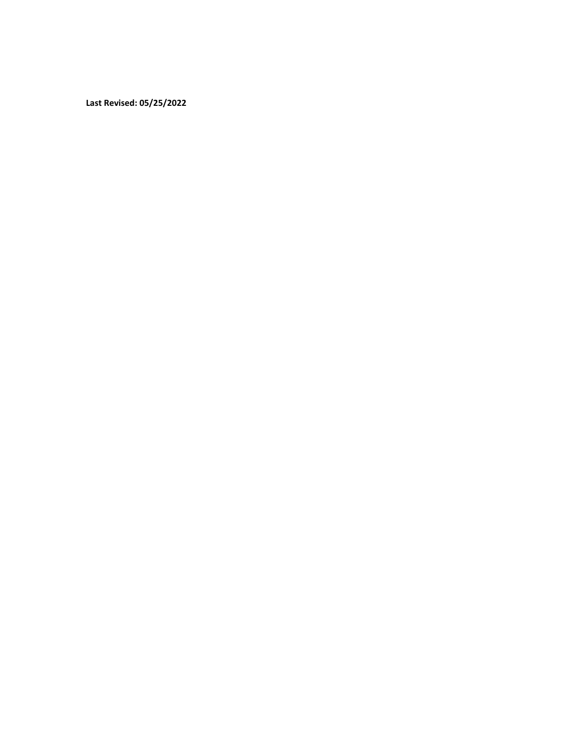**Last Revised: 05/25/2022**